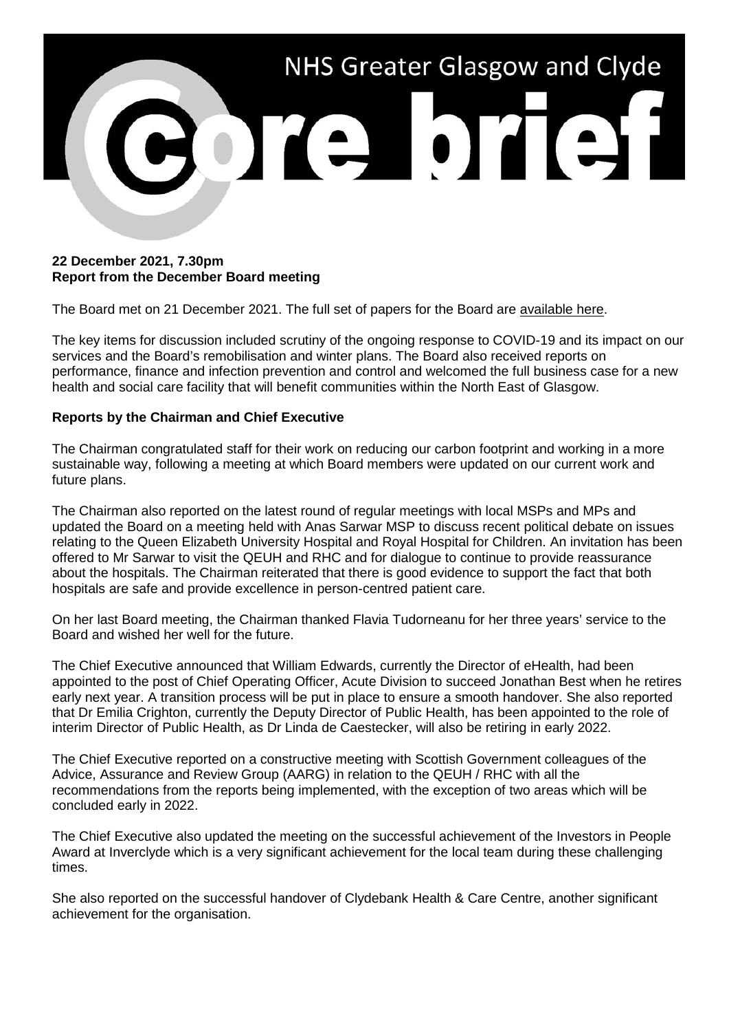# NHS Greater Glasgow and Clyde core brief

**22 December 2021, 7.30pm**
**Report from the December Board meeting**

The Board met on 21 December 2021. The full set of papers for the Board are available here.

The key items for discussion included scrutiny of the ongoing response to COVID-19 and its impact on our services and the Board's remobilisation and winter plans. The Board also received reports on performance, finance and infection prevention and control and welcomed the full business case for a new health and social care facility that will benefit communities within the North East of Glasgow.

**Reports by the Chairman and Chief Executive**

The Chairman congratulated staff for their work on reducing our carbon footprint and working in a more sustainable way, following a meeting at which Board members were updated on our current work and future plans.

The Chairman also reported on the latest round of regular meetings with local MSPs and MPs and updated the Board on a meeting held with Anas Sarwar MSP to discuss recent political debate on issues relating to the Queen Elizabeth University Hospital and Royal Hospital for Children. An invitation has been offered to Mr Sarwar to visit the QEUH and RHC and for dialogue to continue to provide reassurance about the hospitals. The Chairman reiterated that there is good evidence to support the fact that both hospitals are safe and provide excellence in person-centred patient care.

On her last Board meeting, the Chairman thanked Flavia Tudorneanu for her three years' service to the Board and wished her well for the future.

The Chief Executive announced that William Edwards, currently the Director of eHealth, had been appointed to the post of Chief Operating Officer, Acute Division to succeed Jonathan Best when he retires early next year. A transition process will be put in place to ensure a smooth handover. She also reported that Dr Emilia Crighton, currently the Deputy Director of Public Health, has been appointed to the role of interim Director of Public Health, as Dr Linda de Caestecker, will also be retiring in early 2022.

The Chief Executive reported on a constructive meeting with Scottish Government colleagues of the Advice, Assurance and Review Group (AARG) in relation to the QEUH / RHC with all the recommendations from the reports being implemented, with the exception of two areas which will be concluded early in 2022.

The Chief Executive also updated the meeting on the successful achievement of the Investors in People Award at Inverclyde which is a very significant achievement for the local team during these challenging times.

She also reported on the successful handover of Clydebank Health & Care Centre, another significant achievement for the organisation.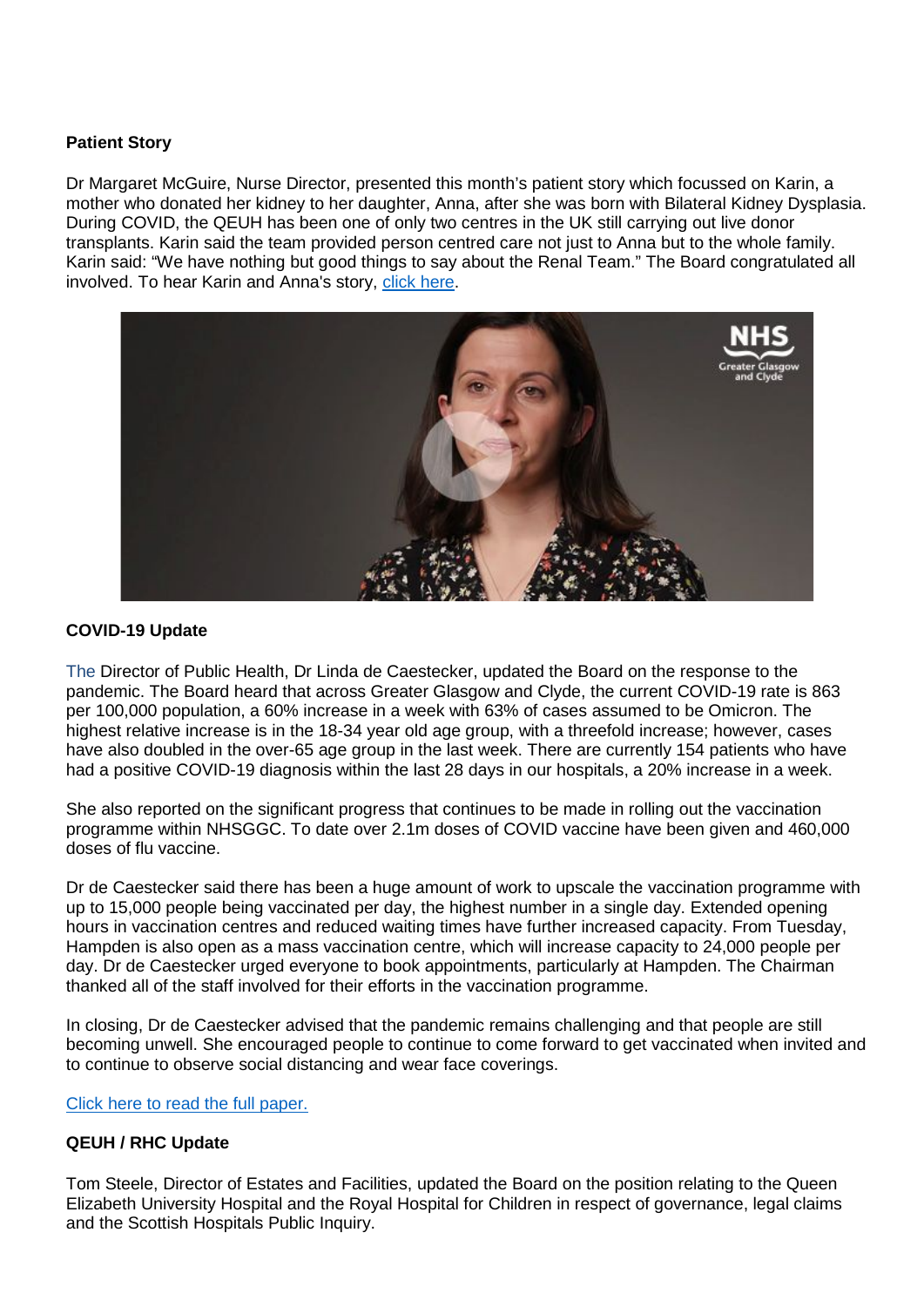**Patient Story**

Dr Margaret McGuire, Nurse Director, presented this month's patient story which focussed on Karin, a mother who donated her kidney to her daughter, Anna, after she was born with Bilateral Kidney Dysplasia. During COVID, the QEUH has been one of only two centres in the UK still carrying out live donor transplants. Karin said the team provided person centred care not just to Anna but to the whole family. Karin said: "We have nothing but good things to say about the Renal Team." The Board congratulated all involved. To hear Karin and Anna's story, click here.

**COVID-19 Update**

The Director of Public Health, Dr Linda de Caestecker, updated the Board on the response to the pandemic. The Board heard that across Greater Glasgow and Clyde, the current COVID-19 rate is 863 per 100,000 population, a 60% increase in a week with 63% of cases assumed to be Omicron. The highest relative increase is in the 18-34 year old age group, with a threefold increase; however, cases have also doubled in the over-65 age group in the last week. There are currently 154 patients who have had a positive COVID-19 diagnosis within the last 28 days in our hospitals, a 20% increase in a week.

She also reported on the significant progress that continues to be made in rolling out the vaccination programme within NHSGGC. To date over 2.1m doses of COVID vaccine have been given and 460,000 doses of flu vaccine.

Dr de Caestecker said there has been a huge amount of work to upscale the vaccination programme with up to 15,000 people being vaccinated per day, the highest number in a single day. Extended opening hours in vaccination centres and reduced waiting times have further increased capacity. From Tuesday, Hampden is also open as a mass vaccination centre, which will increase capacity to 24,000 people per day. Dr de Caestecker urged everyone to book appointments, particularly at Hampden. The Chairman thanked all of the staff involved for their efforts in the vaccination programme.

In closing, Dr de Caestecker advised that the pandemic remains challenging and that people are still becoming unwell. She encouraged people to continue to come forward to get vaccinated when invited and to continue to observe social distancing and wear face coverings.

Click here to read the full paper.

**QEUH / RHC Update**

Tom Steele, Director of Estates and Facilities, updated the Board on the position relating to the Queen Elizabeth University Hospital and the Royal Hospital for Children in respect of governance, legal claims and the Scottish Hospitals Public Inquiry.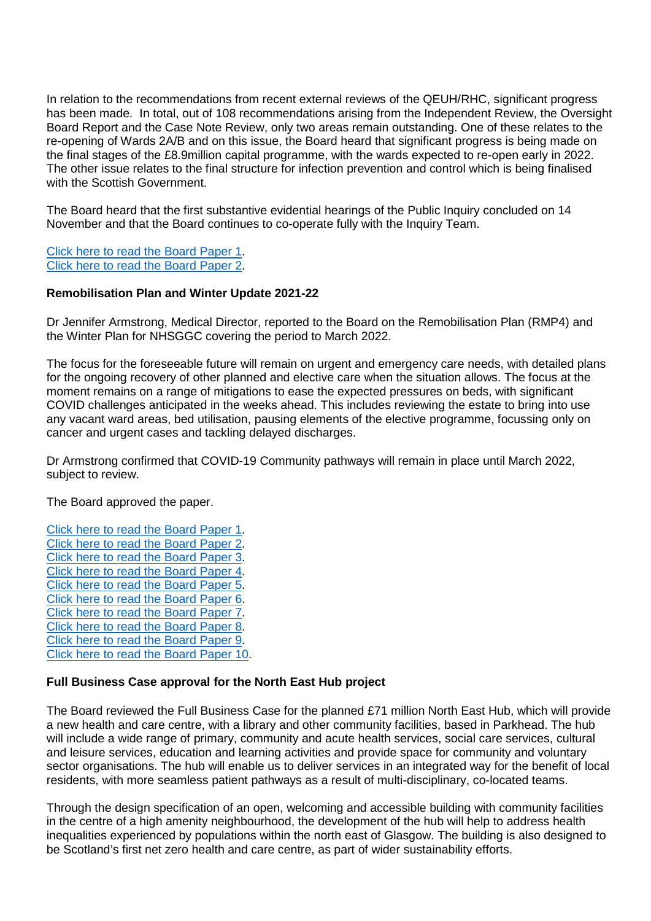In relation to the recommendations from recent external reviews of the QEUH/RHC, significant progress has been made. In total, out of 108 recommendations arising from the Independent Review, the Oversight Board Report and the Case Note Review, only two areas remain outstanding. One of these relates to the re-opening of Wards 2A/B and on this issue, the Board heard that significant progress is being made on the final stages of the £8.9million capital programme, with the wards expected to re-open early in 2022. The other issue relates to the final structure for infection prevention and control which is being finalised with the Scottish Government.

The Board heard that the first substantive evidential hearings of the Public Inquiry concluded on 14 November and that the Board continues to co-operate fully with the Inquiry Team.

Click here to read the Board Paper 1.
Click here to read the Board Paper 2.

**Remobilisation Plan and Winter Update 2021-22**

Dr Jennifer Armstrong, Medical Director, reported to the Board on the Remobilisation Plan (RMP4) and the Winter Plan for NHSGGC covering the period to March 2022.

The focus for the foreseeable future will remain on urgent and emergency care needs, with detailed plans for the ongoing recovery of other planned and elective care when the situation allows. The focus at the moment remains on a range of mitigations to ease the expected pressures on beds, with significant COVID challenges anticipated in the weeks ahead. This includes reviewing the estate to bring into use any vacant ward areas, bed utilisation, pausing elements of the elective programme, focussing only on cancer and urgent cases and tackling delayed discharges.

Dr Armstrong confirmed that COVID-19 Community pathways will remain in place until March 2022, subject to review.

The Board approved the paper.

Click here to read the Board Paper 1.
Click here to read the Board Paper 2.
Click here to read the Board Paper 3.
Click here to read the Board Paper 4.
Click here to read the Board Paper 5.
Click here to read the Board Paper 6.
Click here to read the Board Paper 7.
Click here to read the Board Paper 8.
Click here to read the Board Paper 9.
Click here to read the Board Paper 10.

**Full Business Case approval for the North East Hub project**

The Board reviewed the Full Business Case for the planned £71 million North East Hub, which will provide a new health and care centre, with a library and other community facilities, based in Parkhead. The hub will include a wide range of primary, community and acute health services, social care services, cultural and leisure services, education and learning activities and provide space for community and voluntary sector organisations. The hub will enable us to deliver services in an integrated way for the benefit of local residents, with more seamless patient pathways as a result of multi-disciplinary, co-located teams.

Through the design specification of an open, welcoming and accessible building with community facilities in the centre of a high amenity neighbourhood, the development of the hub will help to address health inequalities experienced by populations within the north east of Glasgow. The building is also designed to be Scotland's first net zero health and care centre, as part of wider sustainability efforts.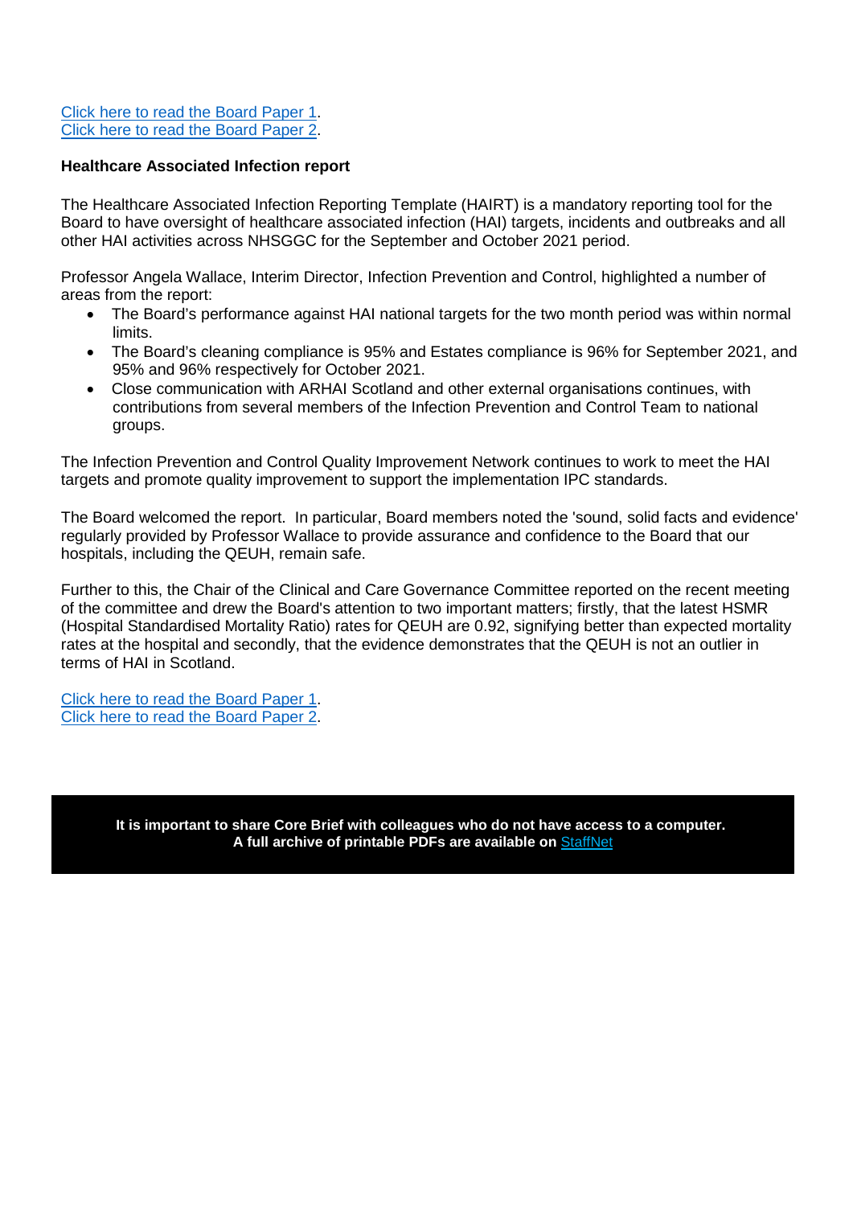[Click here to read the Board Paper 1](#).
[Click here to read the Board Paper 2](#).

**Healthcare Associated Infection report**

The Healthcare Associated Infection Reporting Template (HAIRT) is a mandatory reporting tool for the Board to have oversight of healthcare associated infection (HAI) targets, incidents and outbreaks and all other HAI activities across NHSGGC for the September and October 2021 period.

Professor Angela Wallace, Interim Director, Infection Prevention and Control, highlighted a number of areas from the report:

- The Board's performance against HAI national targets for the two month period was within normal limits.
- The Board's cleaning compliance is 95% and Estates compliance is 96% for September 2021, and 95% and 96% respectively for October 2021.
- Close communication with ARHAI Scotland and other external organisations continues, with contributions from several members of the Infection Prevention and Control Team to national groups.

The Infection Prevention and Control Quality Improvement Network continues to work to meet the HAI targets and promote quality improvement to support the implementation IPC standards.

The Board welcomed the report. In particular, Board members noted the 'sound, solid facts and evidence' regularly provided by Professor Wallace to provide assurance and confidence to the Board that our hospitals, including the QEUH, remain safe.

Further to this, the Chair of the Clinical and Care Governance Committee reported on the recent meeting of the committee and drew the Board's attention to two important matters; firstly, that the latest HSMR (Hospital Standardised Mortality Ratio) rates for QEUH are 0.92, signifying better than expected mortality rates at the hospital and secondly, that the evidence demonstrates that the QEUH is not an outlier in terms of HAI in Scotland.

[Click here to read the Board Paper 1](#).
[Click here to read the Board Paper 2](#).

**It is important to share Core Brief with colleagues who do not have access to a computer.**
**A full archive of printable PDFs are available on [StaffNet](#)**